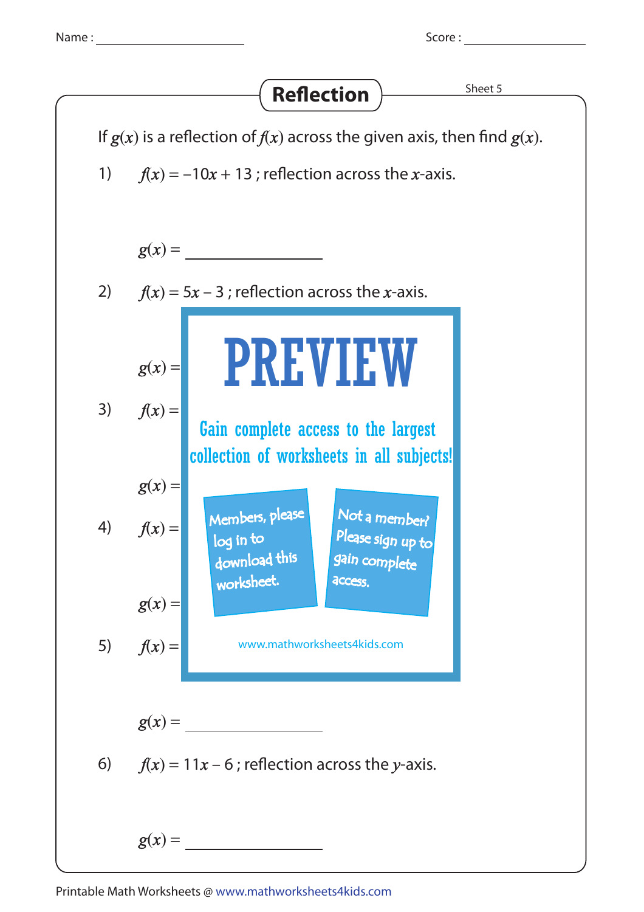Name : ____________ Score : ____________

# Reflection

Sheet 5

If $g(x)$ is a reflection of $f(x)$ across the given axis, then find $g(x)$.

1) $f(x) = -10x + 13$ ; reflection across the $x$-axis.

$g(x) =$ ____________

2) $f(x) = 5x - 3$ ; reflection across the $x$-axis.

$g(x) =$

3) $f(x) =$

$g(x) =$

4) $f(x) =$

$g(x) =$

5) $f(x) =$

$g(x) =$ ____________

6) $f(x) = 11x - 6$ ; reflection across the $y$-axis.

$g(x) =$ ____________

PREVIEW

Gain complete access to the largest collection of worksheets in all subjects!

Members, please log in to download this worksheet.

Not a member? Please sign up to gain complete access.

www.mathworksheets4kids.com

Printable Math Worksheets @ www.mathworksheets4kids.com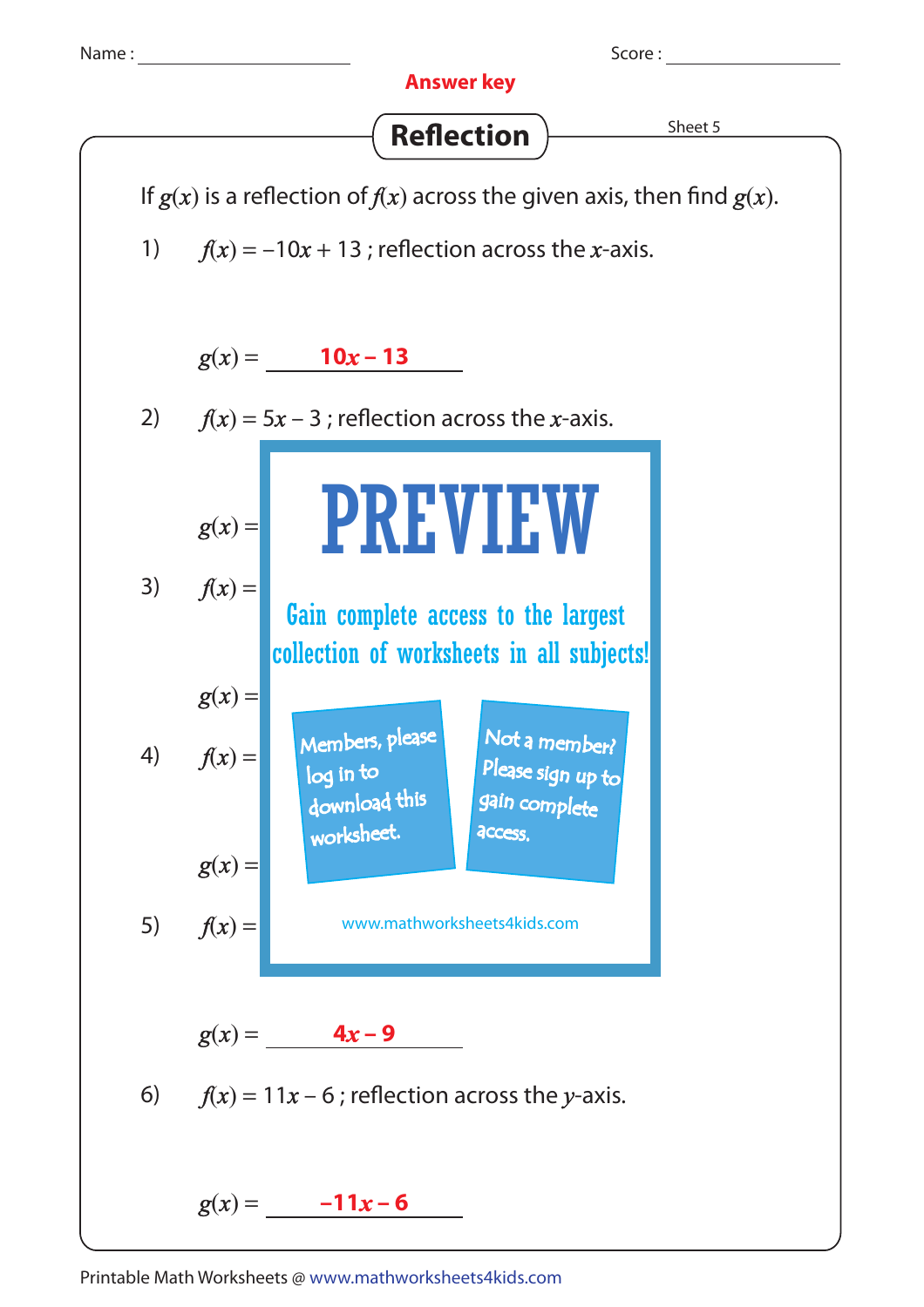Name : ______________________ Score : ______________________

**Answer key**

# Reflection

Sheet 5

If $g(x)$ is a reflection of $f(x)$ across the given axis, then find $g(x)$.

1) $f(x) = -10x + 13$ ; reflection across the $x$-axis.

$g(x) =$ **$10x - 13$**

2) $f(x) = 5x - 3$ ; reflection across the $x$-axis.

$g(x) =$

3) $f(x) =$

$g(x) =$

4) $f(x) =$

$g(x) =$

5) $f(x) =$

PREVIEW

Gain complete access to the largest collection of worksheets in all subjects!

Members, please log in to download this worksheet.

Not a member? Please sign up to gain complete access.

www.mathworksheets4kids.com

$g(x) =$ **$4x - 9$**

6) $f(x) = 11x - 6$ ; reflection across the $y$-axis.

$g(x) =$ **$-11x - 6$**

Printable Math Worksheets @ www.mathworksheets4kids.com